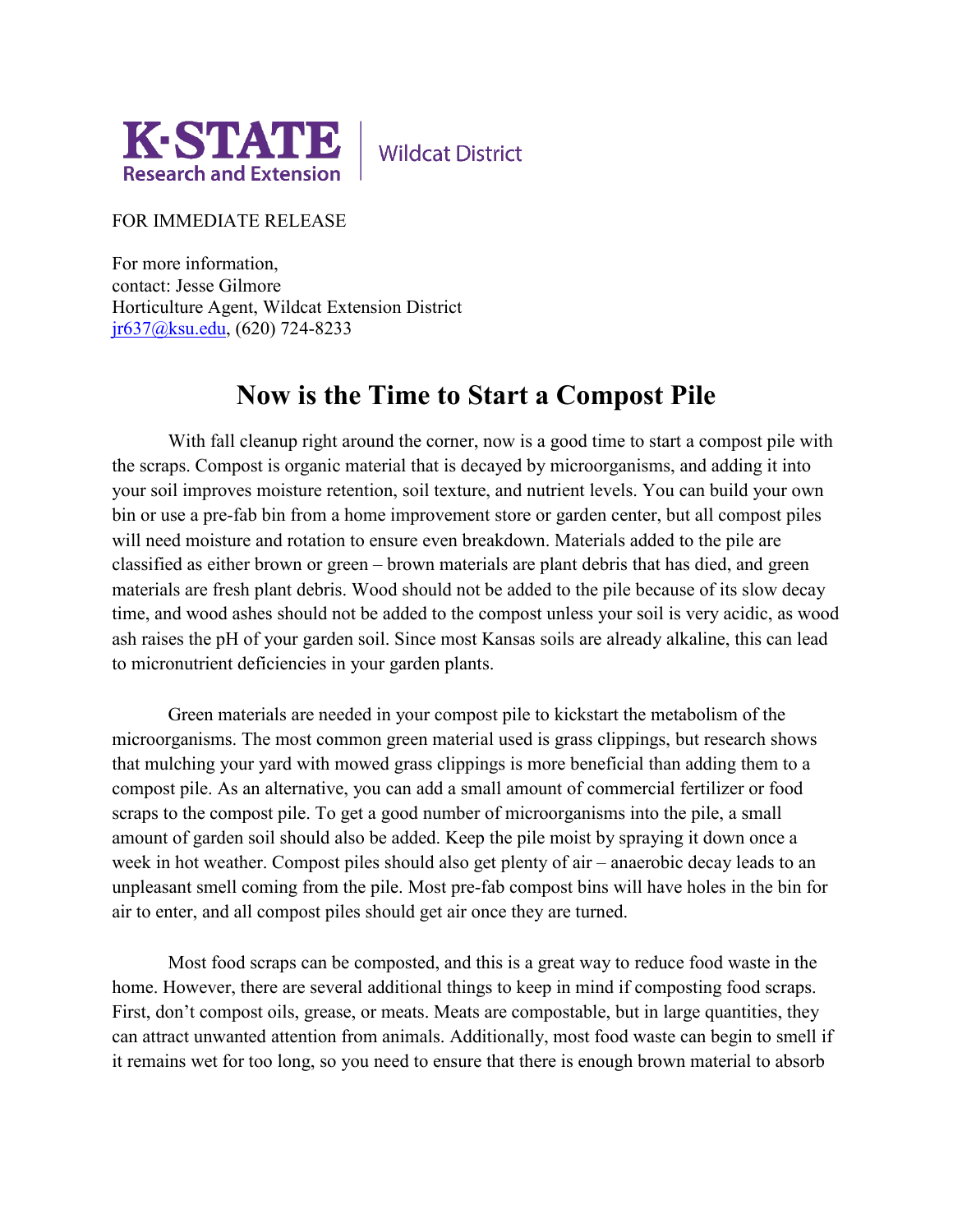K·STATE Research and Extension | Wildcat District

FOR IMMEDIATE RELEASE

For more information,
contact: Jesse Gilmore
Horticulture Agent, Wildcat Extension District
jr637@ksu.edu, (620) 724-8233

# Now is the Time to Start a Compost Pile

With fall cleanup right around the corner, now is a good time to start a compost pile with the scraps. Compost is organic material that is decayed by microorganisms, and adding it into your soil improves moisture retention, soil texture, and nutrient levels. You can build your own bin or use a pre-fab bin from a home improvement store or garden center, but all compost piles will need moisture and rotation to ensure even breakdown. Materials added to the pile are classified as either brown or green – brown materials are plant debris that has died, and green materials are fresh plant debris. Wood should not be added to the pile because of its slow decay time, and wood ashes should not be added to the compost unless your soil is very acidic, as wood ash raises the pH of your garden soil. Since most Kansas soils are already alkaline, this can lead to micronutrient deficiencies in your garden plants.

Green materials are needed in your compost pile to kickstart the metabolism of the microorganisms. The most common green material used is grass clippings, but research shows that mulching your yard with mowed grass clippings is more beneficial than adding them to a compost pile. As an alternative, you can add a small amount of commercial fertilizer or food scraps to the compost pile. To get a good number of microorganisms into the pile, a small amount of garden soil should also be added. Keep the pile moist by spraying it down once a week in hot weather. Compost piles should also get plenty of air – anaerobic decay leads to an unpleasant smell coming from the pile. Most pre-fab compost bins will have holes in the bin for air to enter, and all compost piles should get air once they are turned.

Most food scraps can be composted, and this is a great way to reduce food waste in the home. However, there are several additional things to keep in mind if composting food scraps. First, don't compost oils, grease, or meats. Meats are compostable, but in large quantities, they can attract unwanted attention from animals. Additionally, most food waste can begin to smell if it remains wet for too long, so you need to ensure that there is enough brown material to absorb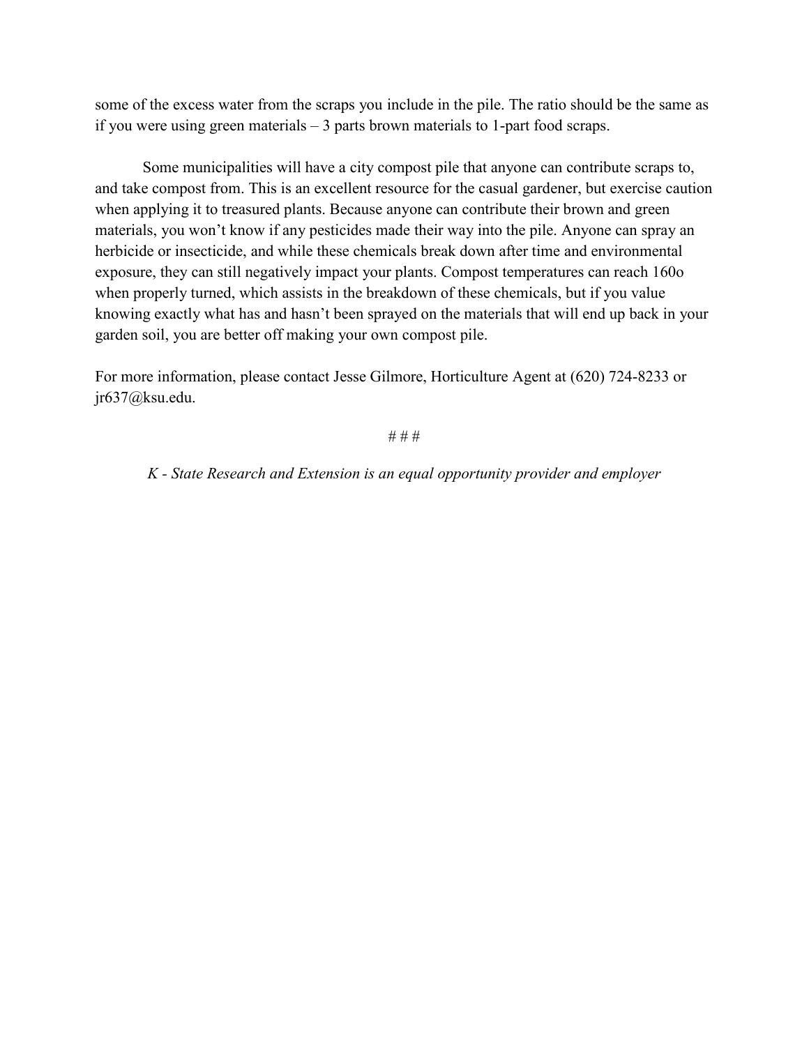some of the excess water from the scraps you include in the pile. The ratio should be the same as if you were using green materials – 3 parts brown materials to 1-part food scraps.

Some municipalities will have a city compost pile that anyone can contribute scraps to, and take compost from. This is an excellent resource for the casual gardener, but exercise caution when applying it to treasured plants. Because anyone can contribute their brown and green materials, you won't know if any pesticides made their way into the pile. Anyone can spray an herbicide or insecticide, and while these chemicals break down after time and environmental exposure, they can still negatively impact your plants. Compost temperatures can reach 160o when properly turned, which assists in the breakdown of these chemicals, but if you value knowing exactly what has and hasn't been sprayed on the materials that will end up back in your garden soil, you are better off making your own compost pile.

For more information, please contact Jesse Gilmore, Horticulture Agent at (620) 724-8233 or jr637@ksu.edu.

# # #

*K - State Research and Extension is an equal opportunity provider and employer*